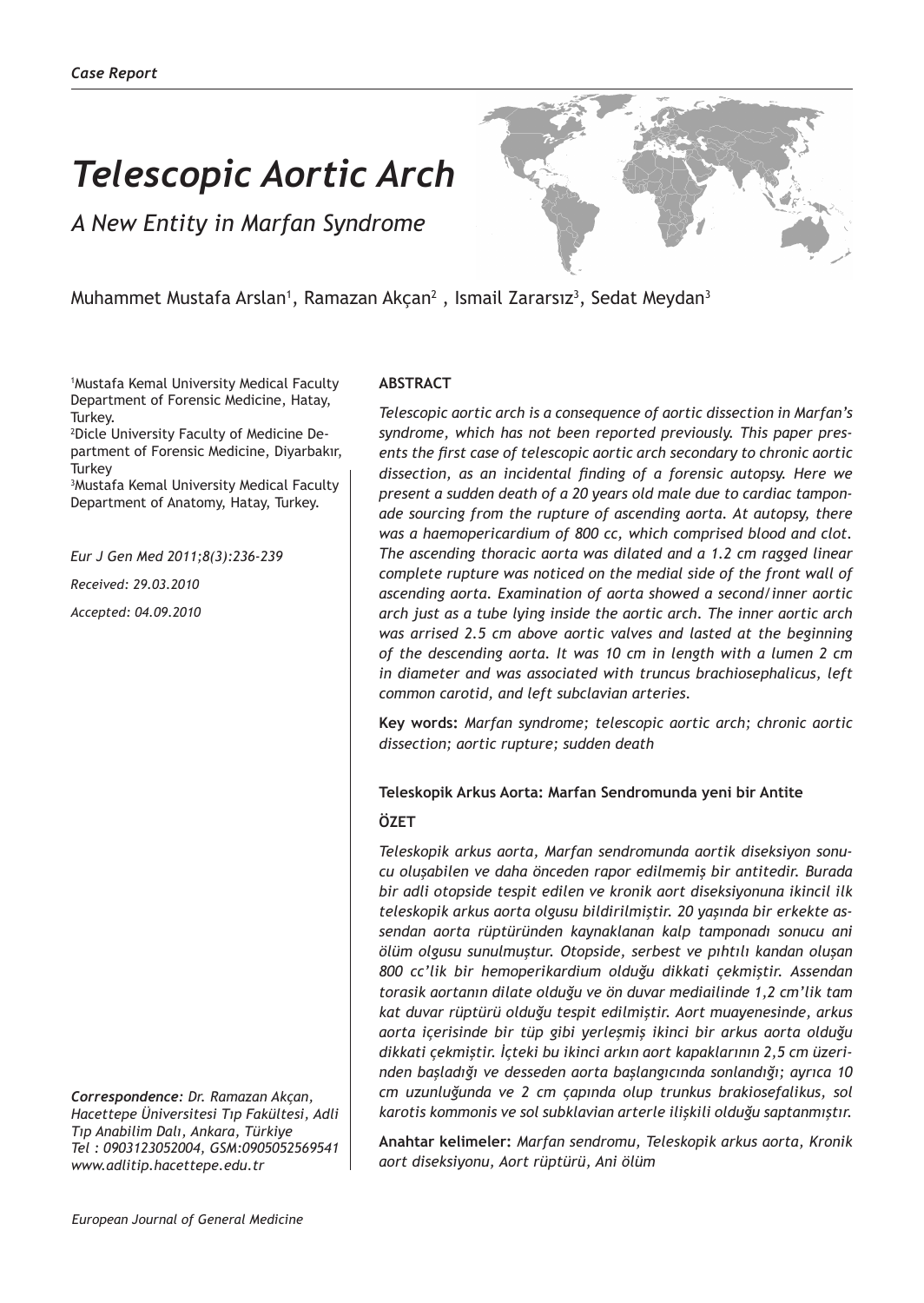*Case Report*

# Telescopic Aortic Arch

## *A New Entity in Marfan Syndrome*

Muhammet Mustafa Arslan[1], Ramazan Akçan[2] , Ismail Zararsız[3], Sedat Meydan[3]

[1]Mustafa Kemal University Medical Faculty Department of Forensic Medicine, Hatay, Turkey.
[2]Dicle University Faculty of Medicine Department of Forensic Medicine, Diyarbakır, Turkey
[3]Mustafa Kemal University Medical Faculty Department of Anatomy, Hatay, Turkey.

*Eur J Gen Med 2011;8(3):236-239*

*Received: 29.03.2010*

*Accepted: 04.09.2010*

***Correspondence:*** *Dr. Ramazan Akçan, Hacettepe Üniversitesi Tıp Fakültesi, Adli Tıp Anabilim Dalı, Ankara, Türkiye Tel : 0903123052004, GSM:0905052569541 www.adlitip.hacettepe.edu.tr*

**ABSTRACT**

*Telescopic aortic arch is a consequence of aortic dissection in Marfan's syndrome, which has not been reported previously. This paper presents the first case of telescopic aortic arch secondary to chronic aortic dissection, as an incidental finding of a forensic autopsy. Here we present a sudden death of a 20 years old male due to cardiac tamponade sourcing from the rupture of ascending aorta. At autopsy, there was a haemopericardium of 800 cc, which comprised blood and clot. The ascending thoracic aorta was dilated and a 1.2 cm ragged linear complete rupture was noticed on the medial side of the front wall of ascending aorta. Examination of aorta showed a second/inner aortic arch just as a tube lying inside the aortic arch. The inner aortic arch was arrised 2.5 cm above aortic valves and lasted at the beginning of the descending aorta. It was 10 cm in length with a lumen 2 cm in diameter and was associated with truncus brachiosephalicus, left common carotid, and left subclavian arteries.*

**Key words:** *Marfan syndrome; telescopic aortic arch; chronic aortic dissection; aortic rupture; sudden death*

**Teleskopik Arkus Aorta: Marfan Sendromunda yeni bir Antite**

**ÖZET**

*Teleskopik arkus aorta, Marfan sendromunda aortik diseksiyon sonucu oluşabilen ve daha önceden rapor edilmemiş bir antitedir. Burada bir adli otopside tespit edilen ve kronik aort diseksiyonuna ikincil ilk teleskopik arkus aorta olgusu bildirilmiştir. 20 yaşında bir erkekte assendan aorta rüptüründen kaynaklanan kalp tamponadı sonucu ani ölüm olgusu sunulmuştur. Otopside, serbest ve pıhtılı kandan oluşan 800 cc'lik bir hemoperikardium olduğu dikkati çekmiştir. Assendan torasik aortanın dilate olduğu ve ön duvar mediailinde 1,2 cm'lik tam kat duvar rüptürü olduğu tespit edilmiştir. Aort muayenesinde, arkus aorta içerisinde bir tüp gibi yerleşmiş ikinci bir arkus aorta olduğu dikkati çekmiştir. İçteki bu ikinci arkın aort kapaklarının 2,5 cm üzerinden başladığı ve desseden aorta başlangıcında sonlandığı; ayrıca 10 cm uzunluğunda ve 2 cm çapında olup trunkus brakiosefalikus, sol karotis kommonis ve sol subklavian arterle ilişkili olduğu saptanmıştır.*

**Anahtar kelimeler:** *Marfan sendromu, Teleskopik arkus aorta, Kronik aort diseksiyonu, Aort rüptürü, Ani ölüm*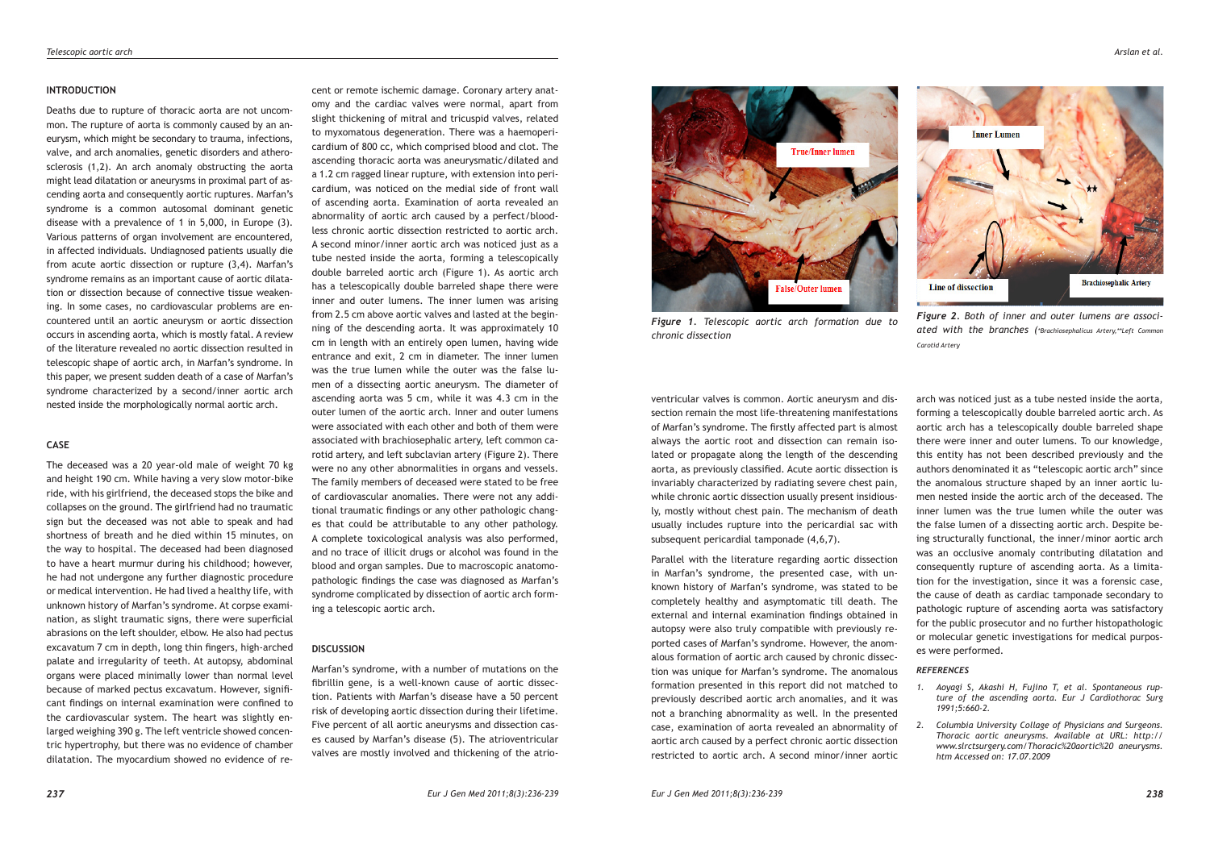## INTRODUCTION

Deaths due to rupture of thoracic aorta are not uncommon. The rupture of aorta is commonly caused by an aneurysm, which might be secondary to trauma, infections, valve, and arch anomalies, genetic disorders and atherosclerosis (1,2). An arch anomaly obstructing the aorta might lead dilatation or aneurysms in proximal part of ascending aorta and consequently aortic ruptures. Marfan's syndrome is a common autosomal dominant genetic disease with a prevalence of 1 in 5,000, in Europe (3). Various patterns of organ involvement are encountered, in affected individuals. Undiagnosed patients usually die from acute aortic dissection or rupture (3,4). Marfan's syndrome remains as an important cause of aortic dilatation or dissection because of connective tissue weakening. In some cases, no cardiovascular problems are encountered until an aortic aneurysm or aortic dissection occurs in ascending aorta, which is mostly fatal. A review of the literature revealed no aortic dissection resulted in telescopic shape of aortic arch, in Marfan's syndrome. In this paper, we present sudden death of a case of Marfan's syndrome characterized by a second/inner aortic arch nested inside the morphologically normal aortic arch.

## CASE

The deceased was a 20 year-old male of weight 70 kg and height 190 cm. While having a very slow motor-bike ride, with his girlfriend, the deceased stops the bike and collapses on the ground. The girlfriend had no traumatic sign but the deceased was not able to speak and had shortness of breath and he died within 15 minutes, on the way to hospital. The deceased had been diagnosed to have a heart murmur during his childhood; however, he had not undergone any further diagnostic procedure or medical intervention. He had lived a healthy life, with unknown history of Marfan's syndrome. At corpse examination, as slight traumatic signs, there were superficial abrasions on the left shoulder, elbow. He also had pectus excavatum 7 cm in depth, long thin fingers, high-arched palate and irregularity of teeth. At autopsy, abdominal organs were placed minimally lower than normal level because of marked pectus excavatum. However, significant findings on internal examination were confined to the cardiovascular system. The heart was slightly enlarged weighing 390 g. The left ventricle showed concentric hypertrophy, but there was no evidence of chamber dilatation. The myocardium showed no evidence of recent or remote ischemic damage. Coronary artery anatomy and the cardiac valves were normal, apart from slight thickening of mitral and tricuspid valves, related to myxomatous degeneration. There was a haemopericardium of 800 cc, which comprised blood and clot. The ascending thoracic aorta was aneurysmatic/dilated and a 1.2 cm ragged linear rupture, with extension into pericardium, was noticed on the medial side of front wall of ascending aorta. Examination of aorta revealed an abnormality of aortic arch caused by a perfect/bloodless chronic aortic dissection restricted to aortic arch. A second minor/inner aortic arch was noticed just as a tube nested inside the aorta, forming a telescopically double barreled aortic arch (Figure 1). As aortic arch has a telescopically double barreled shape there were inner and outer lumens. The inner lumen was arising from 2.5 cm above aortic valves and lasted at the beginning of the descending aorta. It was approximately 10 cm in length with an entirely open lumen, having wide entrance and exit, 2 cm in diameter. The inner lumen was the true lumen while the outer was the false lumen of a dissecting aortic aneurysm. The diameter of ascending aorta was 5 cm, while it was 4.3 cm in the outer lumen of the aortic arch. Inner and outer lumens were associated with each other and both of them were associated with brachiosephalic artery, left common carotid artery, and left subclavian artery (Figure 2). There were no any other abnormalities in organs and vessels. The family members of deceased were stated to be free of cardiovascular anomalies. There were not any additional traumatic findings or any other pathologic changes that could be attributable to any other pathology. A complete toxicological analysis was also performed, and no trace of illicit drugs or alcohol was found in the blood and organ samples. Due to macroscopic anatomopathologic findings the case was diagnosed as Marfan's syndrome complicated by dissection of aortic arch forming a telescopic aortic arch.

## DISCUSSION

Marfan's syndrome, with a number of mutations on the fibrillin gene, is a well-known cause of aortic dissection. Patients with Marfan's disease have a 50 percent risk of developing aortic dissection during their lifetime. Five percent of all aortic aneurysms and dissection cases caused by Marfan's disease (5). The atrioventricular valves are mostly involved and thickening of the atrioventricular valves is common. Aortic aneurysm and dissection remain the most life-threatening manifestations of Marfan's syndrome. The firstly affected part is almost always the aortic root and dissection can remain isolated or propagate along the length of the descending aorta, as previously classified. Acute aortic dissection is invariably characterized by radiating severe chest pain, while chronic aortic dissection usually present insidiously, mostly without chest pain. The mechanism of death usually includes rupture into the pericardial sac with subsequent pericardial tamponade (4,6,7).

Parallel with the literature regarding aortic dissection in Marfan's syndrome, the presented case, with unknown history of Marfan's syndrome, was stated to be completely healthy and asymptomatic till death. The external and internal examination findings obtained in autopsy were also truly compatible with previously reported cases of Marfan's syndrome. However, the anomalous formation of aortic arch caused by chronic dissection was unique for Marfan's syndrome. The anomalous formation presented in this report did not matched to previously described aortic arch anomalies, and it was not a branching abnormality as well. In the presented case, examination of aorta revealed an abnormality of aortic arch caused by a perfect chronic aortic dissection restricted to aortic arch. A second minor/inner aortic arch was noticed just as a tube nested inside the aorta, forming a telescopically double barreled aortic arch. As aortic arch has a telescopically double barreled shape there were inner and outer lumens. To our knowledge, this entity has not been described previously and the authors denominated it as "telescopic aortic arch" since the anomalous structure shaped by an inner aortic lumen nested inside the aortic arch of the deceased. The inner lumen was the true lumen while the outer was the false lumen of a dissecting aortic aneurysm. Despite being structurally functional, the inner/minor aortic arch was an occlusive anomaly contributing dilatation and consequently rupture of ascending aorta. As a limitation for the investigation, since it was a forensic case, the cause of death as cardiac tamponade secondary to pathologic rupture of ascending aorta was satisfactory for the public prosecutor and no further histopathologic or molecular genetic investigations for medical purposes were performed.

*Figure 1. Telescopic aortic arch formation due to chronic dissection*

*Figure 2. Both of inner and outer lumens are associated with the branches (\*Brachiosephalicus Artery,\*\*Left Common Carotid Artery*

### REFERENCES

1. *Aoyagi S, Akashi H, Fujino T, et al. Spontaneous rupture of the ascending aorta. Eur J Cardiothorac Surg 1991;5:660-2.*
2. *Columbia University Collage of Physicians and Surgeons. Thoracic aortic aneurysms. Available at URL: http://www.slrctsurgery.com/Thoracic%20aortic%20 aneurysms.htm Accessed on: 17.07.2009*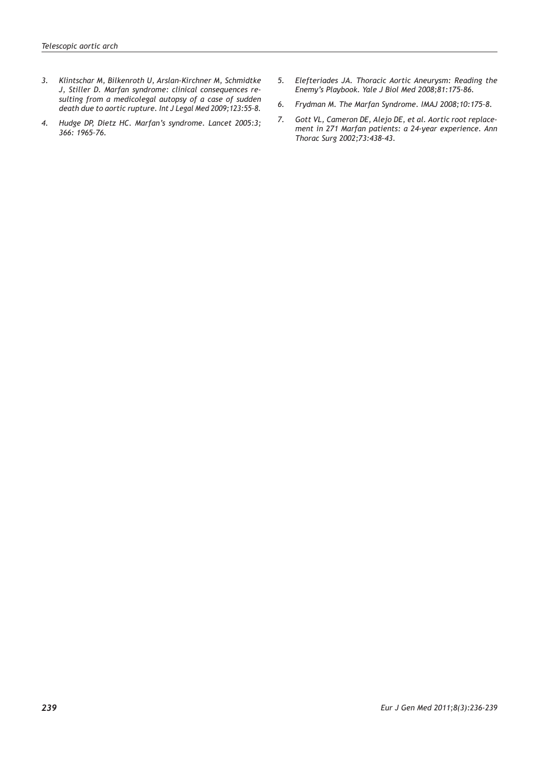3. *Klintschar M, Bilkenroth U, Arslan-Kirchner M, Schmidtke J, Stiller D. Marfan syndrome: clinical consequences resulting from a medicolegal autopsy of a case of sudden death due to aortic rupture. Int J Legal Med 2009;123:55-8.*
4. *Hudge DP, Dietz HC. Marfan's syndrome. Lancet 2005:3; 366: 1965-76.*
5. *Elefteriades JA. Thoracic Aortic Aneurysm: Reading the Enemy's Playbook. Yale J Biol Med 2008;81:175-86.*
6. *Frydman M. The Marfan Syndrome. IMAJ 2008;10:175-8.*
7. *Gott VL, Cameron DE, Alejo DE, et al. Aortic root replacement in 271 Marfan patients: a 24-year experience. Ann Thorac Surg 2002;73:438-43.*